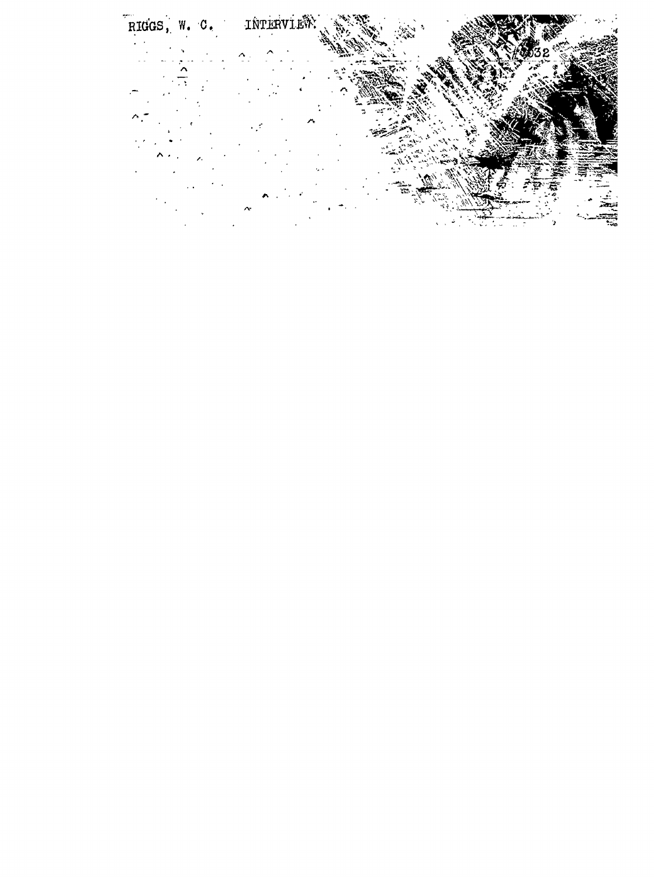RIGGS, W. C.     INTERVIEW.

#6032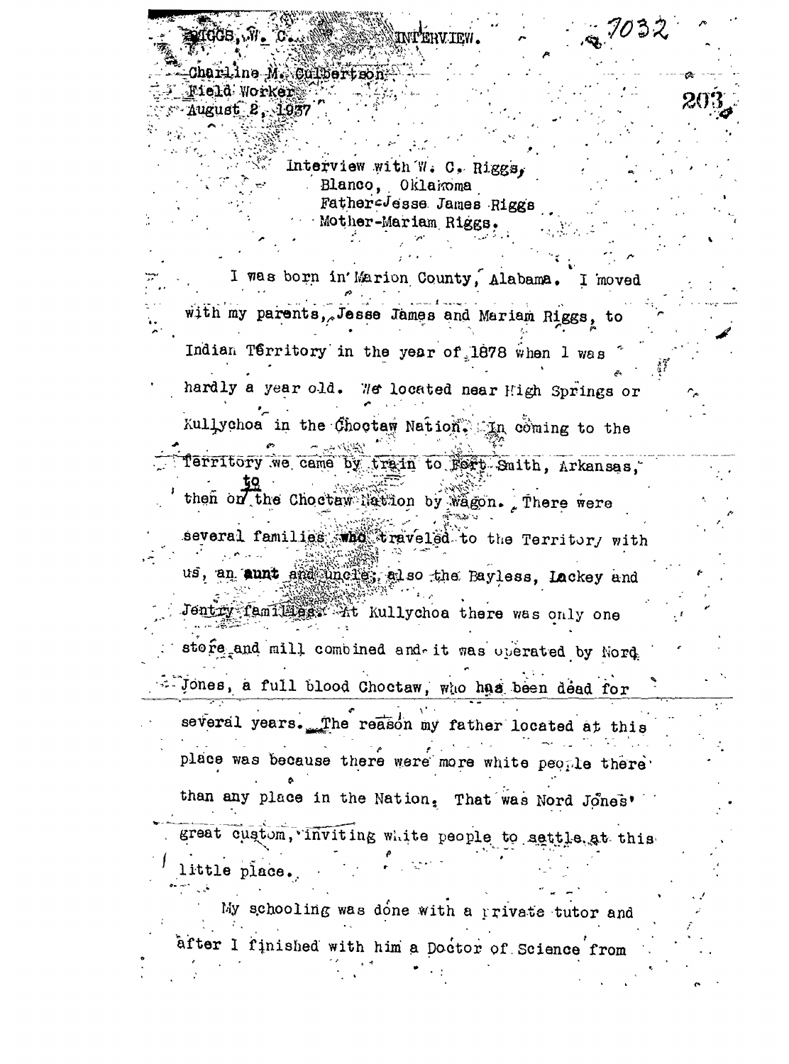RIGGS, W. C. INTERVIEW. 7032

Charline M. Culbertson
Field Worker
August 2, 1937

Interview with W. C. Riggs,
Blanco, Oklahoma
Father-Jesse James Riggs
Mother-Mariam Riggs.

I was born in Marion County, Alabama. I moved with my parents, Jesse James and Mariam Riggs, to Indian Territory in the year of 1878 when I was hardly a year old. We located near High Springs or Kullychoa in the Choctaw Nation. In coming to the Territory we came by train to Fort Smith, Arkansas, then to the Choctaw Nation by wagon. There were several families who traveled to the Territory with us, an aunt and uncle, also the Bayless, Lackey and Jentry families. At Kullychoa there was only one store and mill combined and it was operated by Nord Jones, a full blood Choctaw, who has been dead for several years. The reason my father located at this place was because there were more white people there than any place in the Nation. That was Nord Jones' great custom, inviting white people to settle at this little place.

My schooling was done with a private tutor and after I finished with him a Doctor of Science from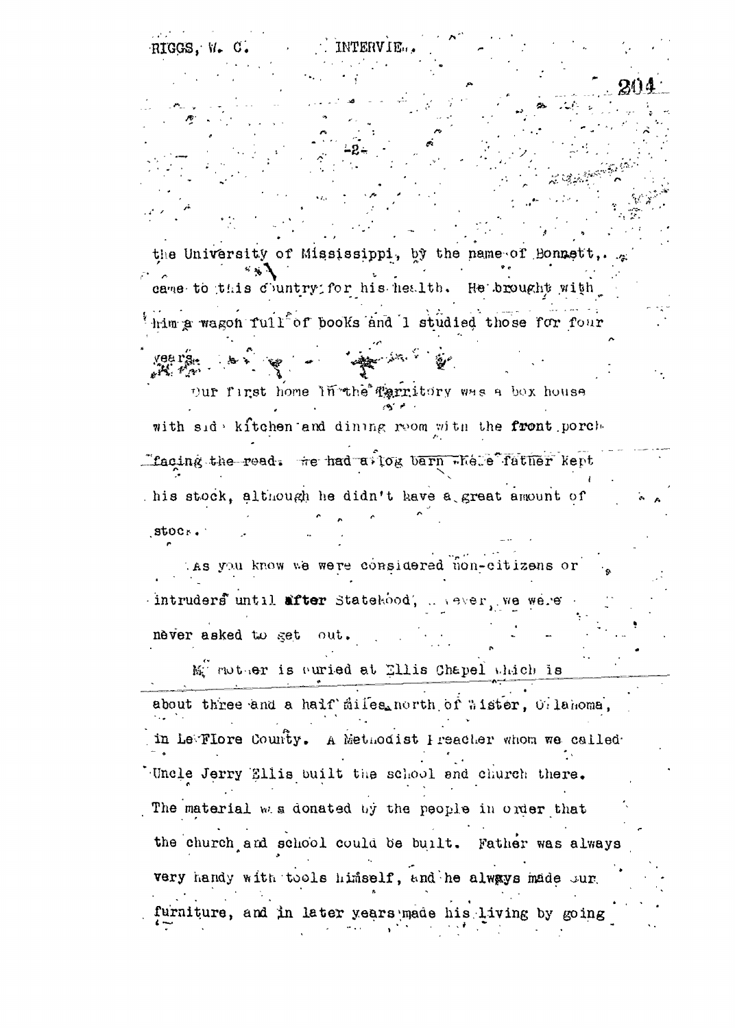the University of Mississippi, by the name of Bonnett, came to this country for his health. He brought with him a wagon full of books and I studied those for four years.

Our first home in the Territory was a box house with side kitchen and dining room with the front porch facing the road. We had a log barn where father kept his stock, although he didn't have a great amount of stock.

As you know we were considered non-citizens or intruders until **after** Statehood, however, we were never asked to get out.

My mother is buried at Ellis Chapel which is about three and a half miles north of Wister, Oklahoma, in Le Flore County. A Methodist Preacher whom we called Uncle Jerry Ellis built the school and church there. The material was donated by the people in order that the church and school could be built. Father was always very handy with tools himself, and he always made our furniture, and in later years made his living by going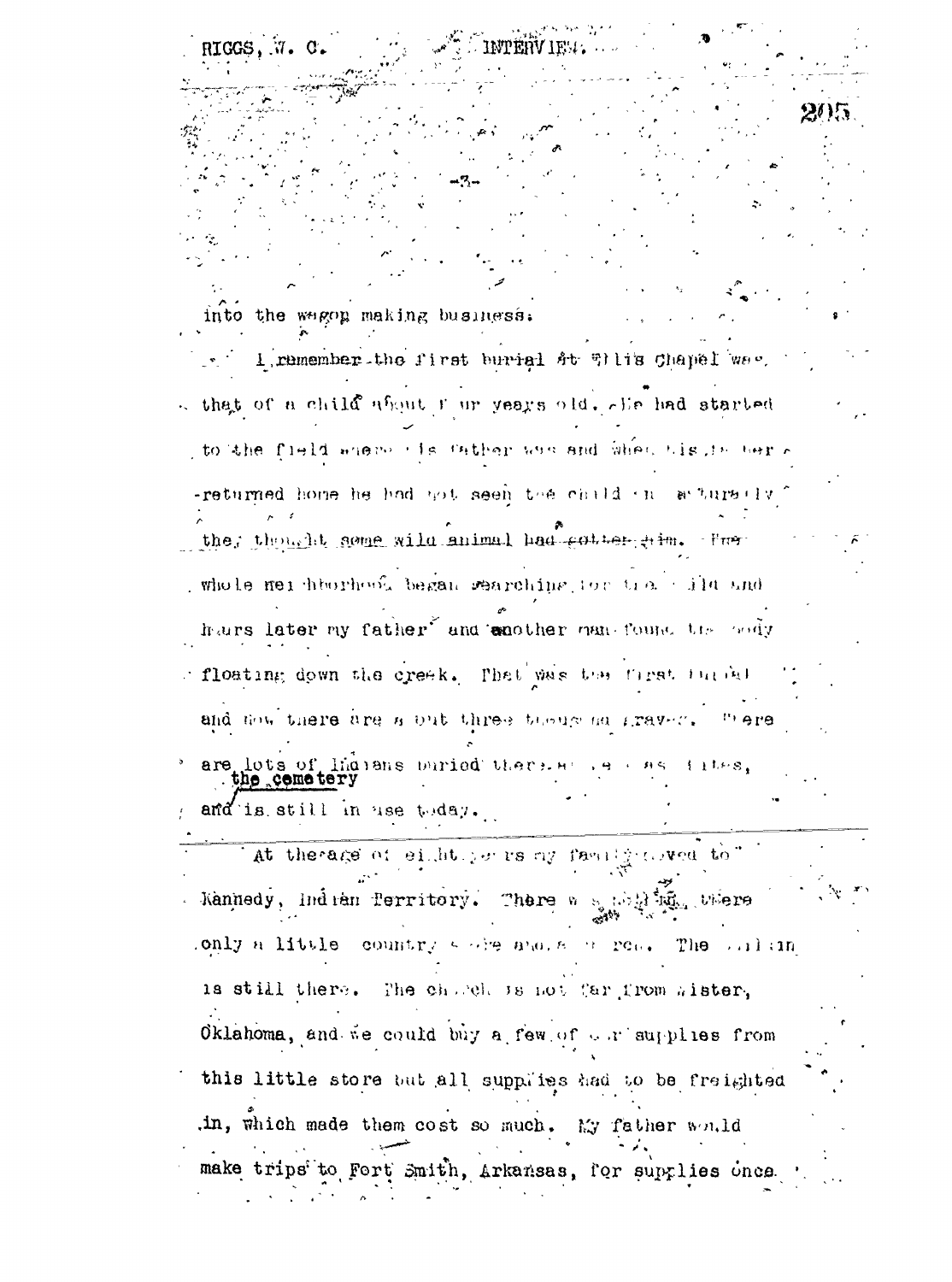into the wagon making business.

I remember the first burial at Ellis Chapel was that of a child about four years old. He had started to the field where his father was and when his father returned home he had not seen the child and naturally they thought some wild animal had gotten him. The whole neighborhood began searching for the child and hours later my father and another man found the body floating down the creek. That was the first burial and now there are about three thousand graves. There are lots of Indians buried there as well as whites, the cemetery and is still in use today.

At the age of eight years my family moved to Kennedy, Indian Territory. There was nothing there only a little country store and a church. The church is still there. The church is not far from Wister, Oklahoma, and we could buy a few of our supplies from this little store but all supplies had to be freighted in, which made them cost so much. My father would make trips to Fort Smith, Arkansas, for supplies once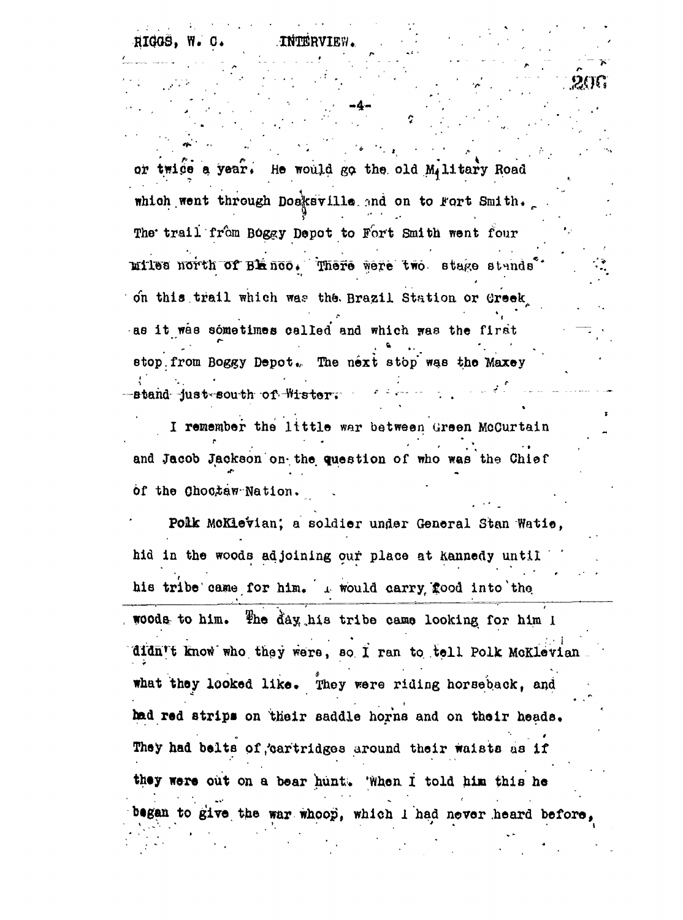or twice a year. He would go the old Military Road which went through Doaksville and on to Fort Smith. The trail from Boggy Depot to Fort Smith went four miles north of Blanco. There were two stage stands on this trail which was the Brazil Station or Creek as it was sometimes called and which was the first stop from Boggy Depot. The next stop was the Maxey stand just south of Wister.

I remember the little war between Green McCurtain and Jacob Jackson on the question of who was the Chief of the Choctaw Nation.

Polk McKlevian, a soldier under General Stan Watie, hid in the woods adjoining our place at Kennedy until his tribe came for him. I would carry food into the woods to him. The day his tribe came looking for him I didn't know who they were, so I ran to tell Polk McKlevian what they looked like. They were riding horseback, and had red strips on their saddle horns and on their heads. They had belts of cartridges around their waists as if they were out on a bear hunt. When I told him this he began to give the war whoop, which I had never heard before,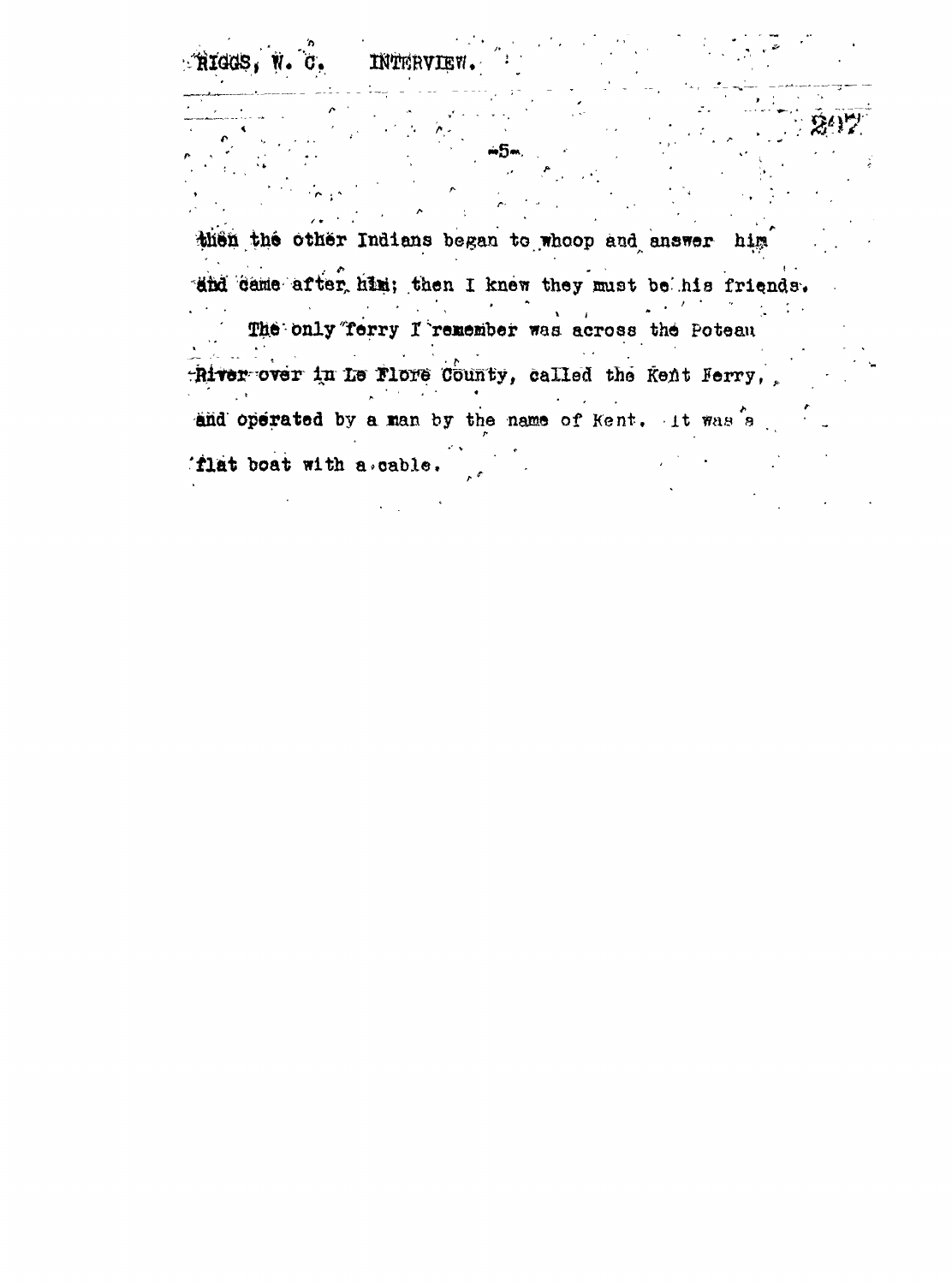then the other Indians began to whoop and answer him and came after him; then I knew they must be his friends.

The only ferry I remember was across the Poteau River over in Le Flore County, called the Kent Ferry, and operated by a man by the name of Kent. It was a flat boat with a cable.